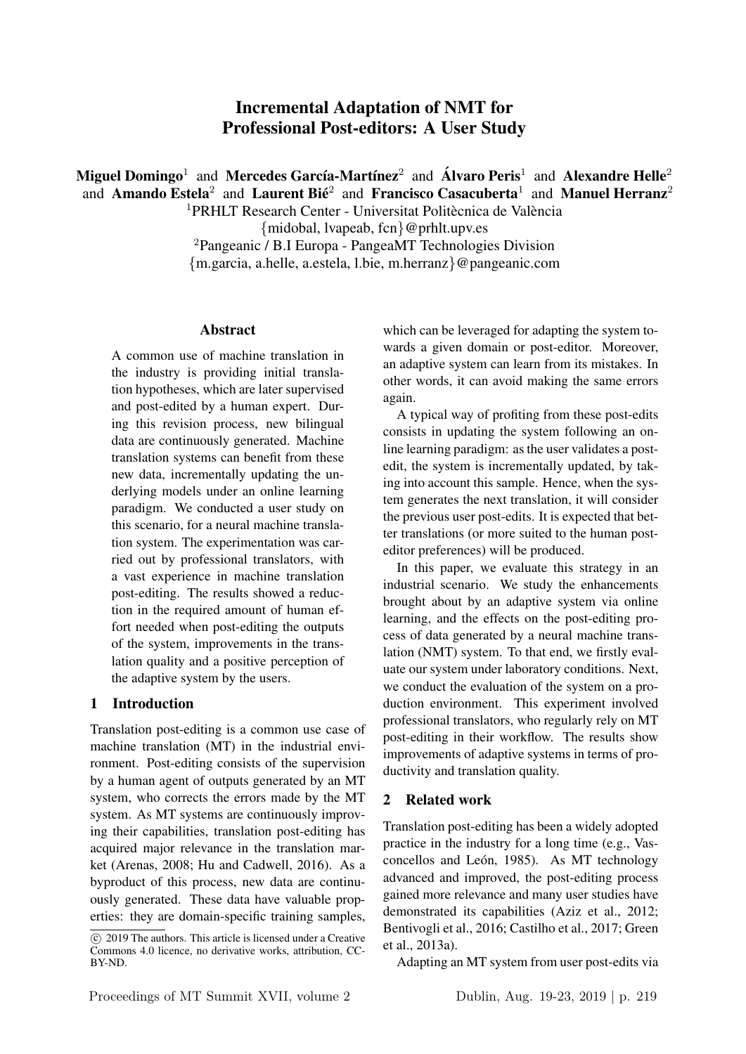# Incremental Adaptation of NMT for Professional Post-editors: A User Study

**Miguel Domingo**[1] and **Mercedes García-Martínez**[2] and **Álvaro Peris**[1] and **Alexandre Helle**[2] and **Amando Estela**[2] and **Laurent Bié**[2] and **Francisco Casacuberta**[1] and **Manuel Herranz**[2]

[1]PRHLT Research Center - Universitat Politècnica de València
{midobal, lvapeab, fcn}@prhlt.upv.es
[2]Pangeanic / B.I Europa - PangeaMT Technologies Division
{m.garcia, a.helle, a.estela, l.bie, m.herranz}@pangeanic.com

## Abstract

A common use of machine translation in the industry is providing initial translation hypotheses, which are later supervised and post-edited by a human expert. During this revision process, new bilingual data are continuously generated. Machine translation systems can benefit from these new data, incrementally updating the underlying models under an online learning paradigm. We conducted a user study on this scenario, for a neural machine translation system. The experimentation was carried out by professional translators, with a vast experience in machine translation post-editing. The results showed a reduction in the required amount of human effort needed when post-editing the outputs of the system, improvements in the translation quality and a positive perception of the adaptive system by the users.

## 1 Introduction

Translation post-editing is a common use case of machine translation (MT) in the industrial environment. Post-editing consists of the supervision by a human agent of outputs generated by an MT system, who corrects the errors made by the MT system. As MT systems are continuously improving their capabilities, translation post-editing has acquired major relevance in the translation market (Arenas, 2008; Hu and Cadwell, 2016). As a byproduct of this process, new data are continuously generated. These data have valuable properties: they are domain-specific training samples, which can be leveraged for adapting the system towards a given domain or post-editor. Moreover, an adaptive system can learn from its mistakes. In other words, it can avoid making the same errors again.

A typical way of profiting from these post-edits consists in updating the system following an online learning paradigm: as the user validates a post-edit, the system is incrementally updated, by taking into account this sample. Hence, when the system generates the next translation, it will consider the previous user post-edits. It is expected that better translations (or more suited to the human post-editor preferences) will be produced.

In this paper, we evaluate this strategy in an industrial scenario. We study the enhancements brought about by an adaptive system via online learning, and the effects on the post-editing process of data generated by a neural machine translation (NMT) system. To that end, we firstly evaluate our system under laboratory conditions. Next, we conduct the evaluation of the system on a production environment. This experiment involved professional translators, who regularly rely on MT post-editing in their workflow. The results show improvements of adaptive systems in terms of productivity and translation quality.

## 2 Related work

Translation post-editing has been a widely adopted practice in the industry for a long time (e.g., Vasconcellos and León, 1985). As MT technology advanced and improved, the post-editing process gained more relevance and many user studies have demonstrated its capabilities (Aziz et al., 2012; Bentivogli et al., 2016; Castilho et al., 2017; Green et al., 2013a).

Adapting an MT system from user post-edits via

© 2019 The authors. This article is licensed under a Creative Commons 4.0 licence, no derivative works, attribution, CC-BY-ND.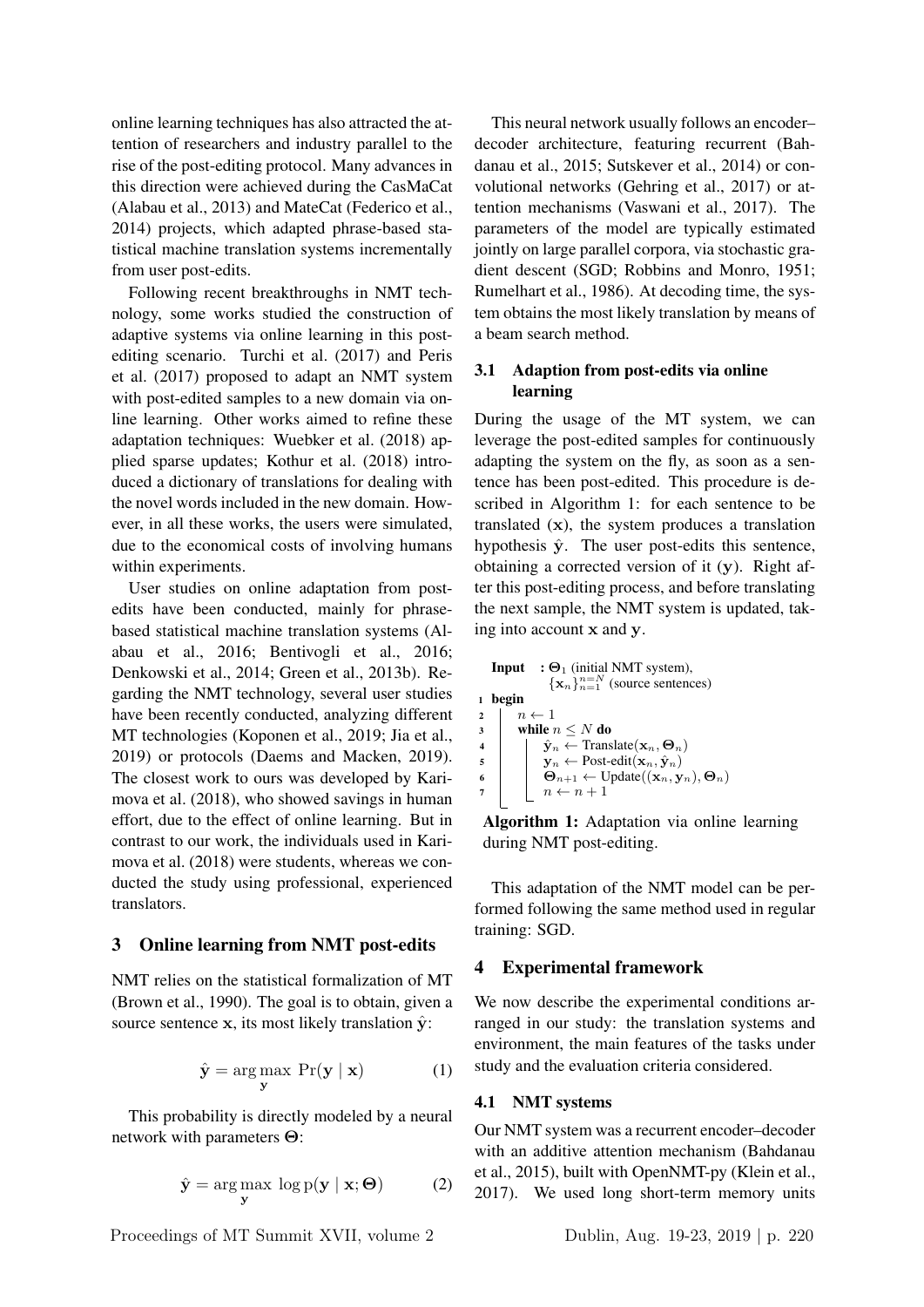online learning techniques has also attracted the attention of researchers and industry parallel to the rise of the post-editing protocol. Many advances in this direction were achieved during the CasMaCat (Alabau et al., 2013) and MateCat (Federico et al., 2014) projects, which adapted phrase-based statistical machine translation systems incrementally from user post-edits.

Following recent breakthroughs in NMT technology, some works studied the construction of adaptive systems via online learning in this post-editing scenario. Turchi et al. (2017) and Peris et al. (2017) proposed to adapt an NMT system with post-edited samples to a new domain via online learning. Other works aimed to refine these adaptation techniques: Wuebker et al. (2018) applied sparse updates; Kothur et al. (2018) introduced a dictionary of translations for dealing with the novel words included in the new domain. However, in all these works, the users were simulated, due to the economical costs of involving humans within experiments.

User studies on online adaptation from post-edits have been conducted, mainly for phrase-based statistical machine translation systems (Alabau et al., 2016; Bentivogli et al., 2016; Denkowski et al., 2014; Green et al., 2013b). Regarding the NMT technology, several user studies have been recently conducted, analyzing different MT technologies (Koponen et al., 2019; Jia et al., 2019) or protocols (Daems and Macken, 2019). The closest work to ours was developed by Karimova et al. (2018), who showed savings in human effort, due to the effect of online learning. But in contrast to our work, the individuals used in Karimova et al. (2018) were students, whereas we conducted the study using professional, experienced translators.

## 3 Online learning from NMT post-edits

NMT relies on the statistical formalization of MT (Brown et al., 1990). The goal is to obtain, given a source sentence $\mathbf{x}$, its most likely translation $\hat{\mathbf{y}}$:

$$\hat{\mathbf{y}} = \arg\max_{\mathbf{y}} \Pr(\mathbf{y} \mid \mathbf{x}) \tag{1}$$

This probability is directly modeled by a neural network with parameters $\mathbf{\Theta}$:

$$\hat{\mathbf{y}} = \arg\max_{\mathbf{y}} \log \mathrm{p}(\mathbf{y} \mid \mathbf{x}; \mathbf{\Theta}) \tag{2}$$

This neural network usually follows an encoder–decoder architecture, featuring recurrent (Bahdanau et al., 2015; Sutskever et al., 2014) or convolutional networks (Gehring et al., 2017) or attention mechanisms (Vaswani et al., 2017). The parameters of the model are typically estimated jointly on large parallel corpora, via stochastic gradient descent (SGD; Robbins and Monro, 1951; Rumelhart et al., 1986). At decoding time, the system obtains the most likely translation by means of a beam search method.

### 3.1 Adaption from post-edits via online learning

During the usage of the MT system, we can leverage the post-edited samples for continuously adapting the system on the fly, as soon as a sentence has been post-edited. This procedure is described in Algorithm 1: for each sentence to be translated ($\mathbf{x}$), the system produces a translation hypothesis $\hat{\mathbf{y}}$. The user post-edits this sentence, obtaining a corrected version of it ($\mathbf{y}$). Right after this post-editing process, and before translating the next sample, the NMT system is updated, taking into account $\mathbf{x}$ and $\mathbf{y}$.

```
Input : Θ_1 (initial NMT system),
        {x_n}_{n=1}^{n=N} (source sentences)
1 begin
2   n ← 1
3   while n ≤ N do
4     ŷ_n ← Translate(x_n, Θ_n)
5     y_n ← Post-edit(x_n, ŷ_n)
6     Θ_{n+1} ← Update((x_n, y_n), Θ_n)
7     n ← n + 1
```

**Algorithm 1:** Adaptation via online learning during NMT post-editing.

This adaptation of the NMT model can be performed following the same method used in regular training: SGD.

## 4 Experimental framework

We now describe the experimental conditions arranged in our study: the translation systems and environment, the main features of the tasks under study and the evaluation criteria considered.

### 4.1 NMT systems

Our NMT system was a recurrent encoder–decoder with an additive attention mechanism (Bahdanau et al., 2015), built with OpenNMT-py (Klein et al., 2017). We used long short-term memory units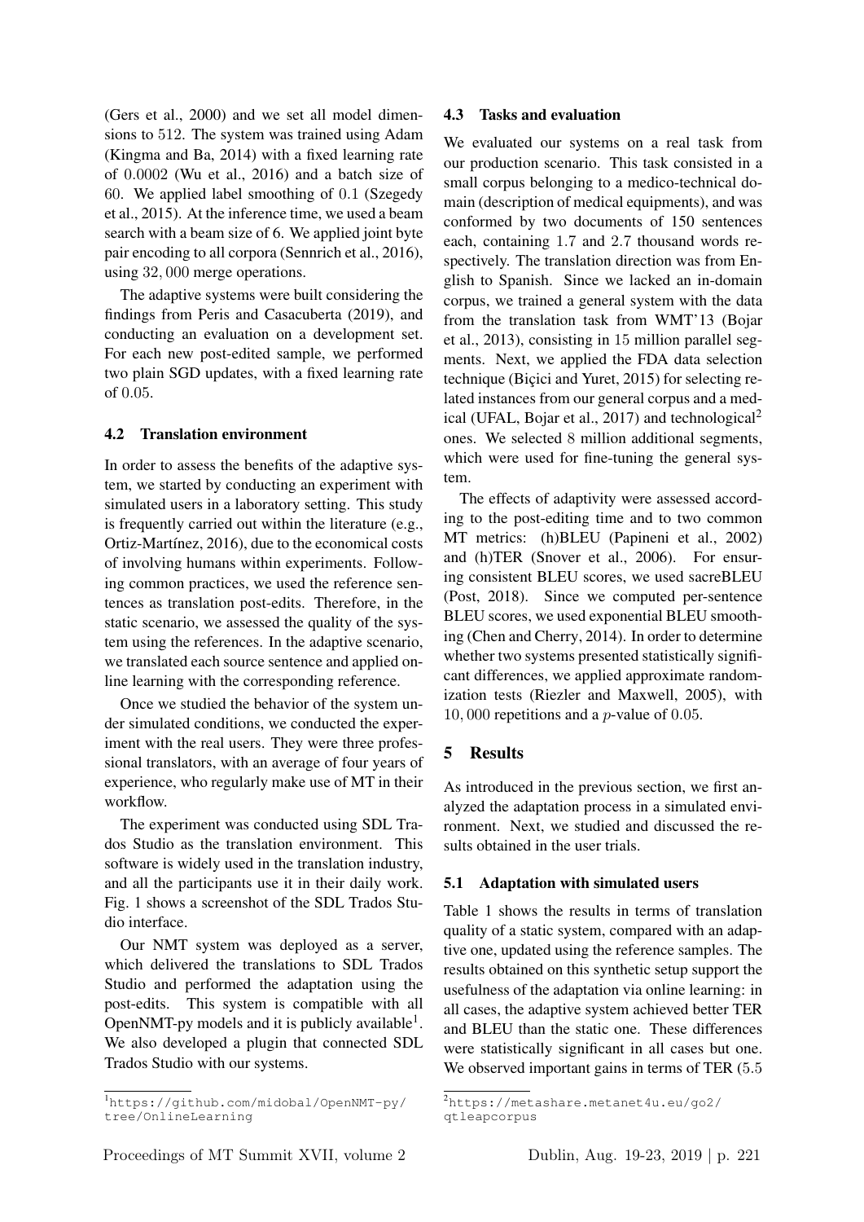(Gers et al., 2000) and we set all model dimensions to 512. The system was trained using Adam (Kingma and Ba, 2014) with a fixed learning rate of 0.0002 (Wu et al., 2016) and a batch size of 60. We applied label smoothing of 0.1 (Szegedy et al., 2015). At the inference time, we used a beam search with a beam size of 6. We applied joint byte pair encoding to all corpora (Sennrich et al., 2016), using 32,000 merge operations.

The adaptive systems were built considering the findings from Peris and Casacuberta (2019), and conducting an evaluation on a development set. For each new post-edited sample, we performed two plain SGD updates, with a fixed learning rate of 0.05.

### 4.2 Translation environment

In order to assess the benefits of the adaptive system, we started by conducting an experiment with simulated users in a laboratory setting. This study is frequently carried out within the literature (e.g., Ortiz-Martínez, 2016), due to the economical costs of involving humans within experiments. Following common practices, we used the reference sentences as translation post-edits. Therefore, in the static scenario, we assessed the quality of the system using the references. In the adaptive scenario, we translated each source sentence and applied online learning with the corresponding reference.

Once we studied the behavior of the system under simulated conditions, we conducted the experiment with the real users. They were three professional translators, with an average of four years of experience, who regularly make use of MT in their workflow.

The experiment was conducted using SDL Trados Studio as the translation environment. This software is widely used in the translation industry, and all the participants use it in their daily work. Fig. 1 shows a screenshot of the SDL Trados Studio interface.

Our NMT system was deployed as a server, which delivered the translations to SDL Trados Studio and performed the adaptation using the post-edits. This system is compatible with all OpenNMT-py models and it is publicly available[1]. We also developed a plugin that connected SDL Trados Studio with our systems.

[1] https://github.com/midobal/OpenNMT-py/tree/OnlineLearning

### 4.3 Tasks and evaluation

We evaluated our systems on a real task from our production scenario. This task consisted in a small corpus belonging to a medico-technical domain (description of medical equipments), and was conformed by two documents of 150 sentences each, containing 1.7 and 2.7 thousand words respectively. The translation direction was from English to Spanish. Since we lacked an in-domain corpus, we trained a general system with the data from the translation task from WMT'13 (Bojar et al., 2013), consisting in 15 million parallel segments. Next, we applied the FDA data selection technique (Biçici and Yuret, 2015) for selecting related instances from our general corpus and a medical (UFAL, Bojar et al., 2017) and technological[2] ones. We selected 8 million additional segments, which were used for fine-tuning the general system.

The effects of adaptivity were assessed according to the post-editing time and to two common MT metrics: (h)BLEU (Papineni et al., 2002) and (h)TER (Snover et al., 2006). For ensuring consistent BLEU scores, we used sacreBLEU (Post, 2018). Since we computed per-sentence BLEU scores, we used exponential BLEU smoothing (Chen and Cherry, 2014). In order to determine whether two systems presented statistically significant differences, we applied approximate randomization tests (Riezler and Maxwell, 2005), with 10,000 repetitions and a $p$-value of 0.05.

[2] https://metashare.metanet4u.eu/go2/qtleapcorpus

## 5 Results

As introduced in the previous section, we first analyzed the adaptation process in a simulated environment. Next, we studied and discussed the results obtained in the user trials.

### 5.1 Adaptation with simulated users

Table 1 shows the results in terms of translation quality of a static system, compared with an adaptive one, updated using the reference samples. The results obtained on this synthetic setup support the usefulness of the adaptation via online learning: in all cases, the adaptive system achieved better TER and BLEU than the static one. These differences were statistically significant in all cases but one. We observed important gains in terms of TER (5.5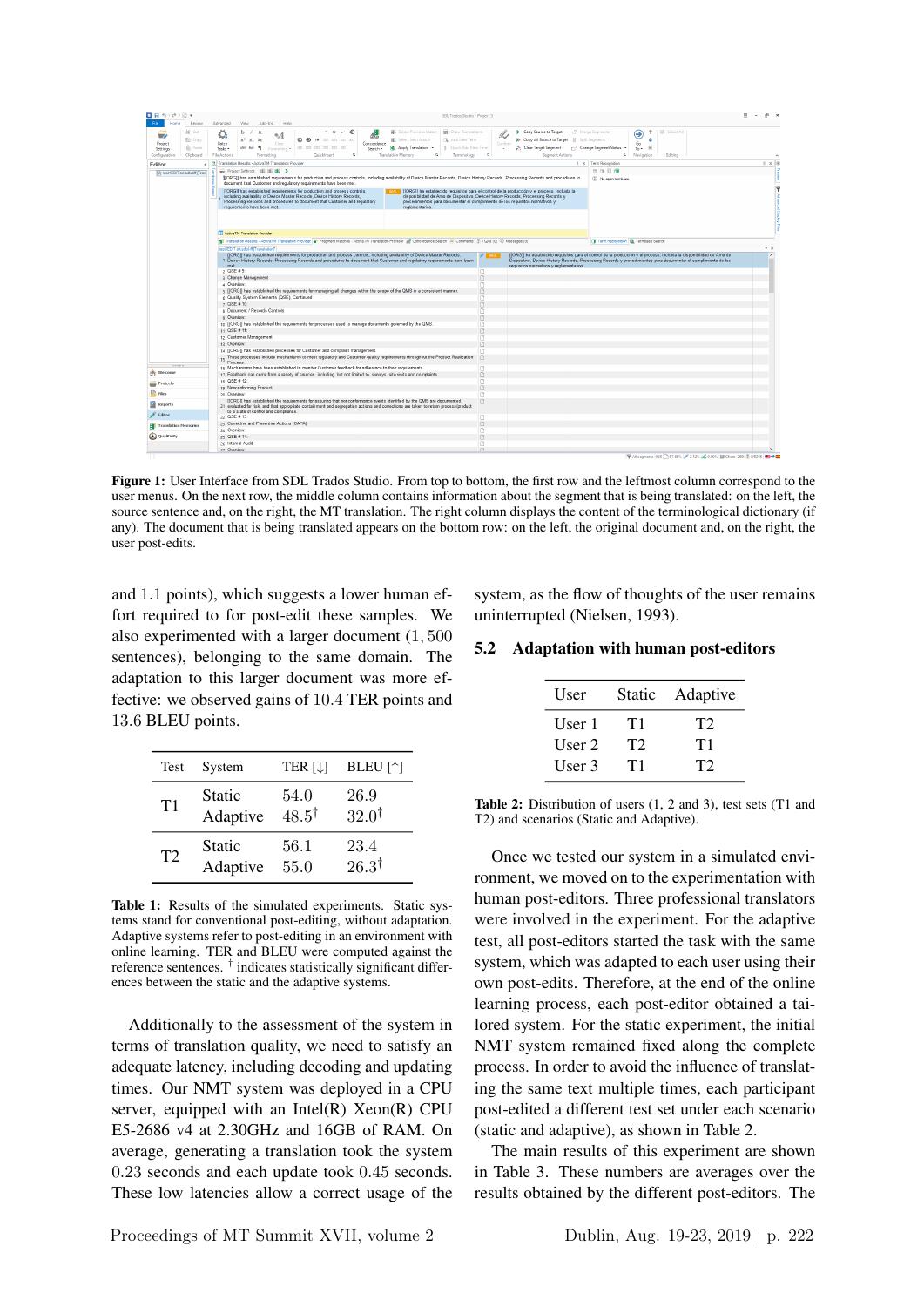Figure 1: User Interface from SDL Trados Studio. From top to bottom, the first row and the leftmost column correspond to the user menus. On the next row, the middle column contains information about the segment that is being translated: on the left, the source sentence and, on the right, the MT translation. The right column displays the content of the terminological dictionary (if any). The document that is being translated appears on the bottom row: on the left, the original document and, on the right, the user post-edits.

and 1.1 points), which suggests a lower human effort required to for post-edit these samples. We also experimented with a larger document (1,500 sentences), belonging to the same domain. The adaptation to this larger document was more effective: we observed gains of 10.4 TER points and 13.6 BLEU points.

| Test | System | TER [↓] | BLEU [↑] |
|---|---|---|---|
| T1 | Static | 54.0 | 26.9 |
| | Adaptive | 48.5$^{\dagger}$ | 32.0$^{\dagger}$ |
| T2 | Static | 56.1 | 23.4 |
| | Adaptive | 55.0 | 26.3$^{\dagger}$ |

Table 1: Results of the simulated experiments. Static systems stand for conventional post-editing, without adaptation. Adaptive systems refer to post-editing in an environment with online learning. TER and BLEU were computed against the reference sentences. $^{\dagger}$ indicates statistically significant differences between the static and the adaptive systems.

Additionally to the assessment of the system in terms of translation quality, we need to satisfy an adequate latency, including decoding and updating times. Our NMT system was deployed in a CPU server, equipped with an Intel(R) Xeon(R) CPU E5-2686 v4 at 2.30GHz and 16GB of RAM. On average, generating a translation took the system 0.23 seconds and each update took 0.45 seconds. These low latencies allow a correct usage of the system, as the flow of thoughts of the user remains uninterrupted (Nielsen, 1993).

## 5.2 Adaptation with human post-editors

| User | Static | Adaptive |
|---|---|---|
| User 1 | T1 | T2 |
| User 2 | T2 | T1 |
| User 3 | T1 | T2 |

Table 2: Distribution of users (1, 2 and 3), test sets (T1 and T2) and scenarios (Static and Adaptive).

Once we tested our system in a simulated environment, we moved on to the experimentation with human post-editors. Three professional translators were involved in the experiment. For the adaptive test, all post-editors started the task with the same system, which was adapted to each user using their own post-edits. Therefore, at the end of the online learning process, each post-editor obtained a tailored system. For the static experiment, the initial NMT system remained fixed along the complete process. In order to avoid the influence of translating the same text multiple times, each participant post-edited a different test set under each scenario (static and adaptive), as shown in Table 2.

The main results of this experiment are shown in Table 3. These numbers are averages over the results obtained by the different post-editors. The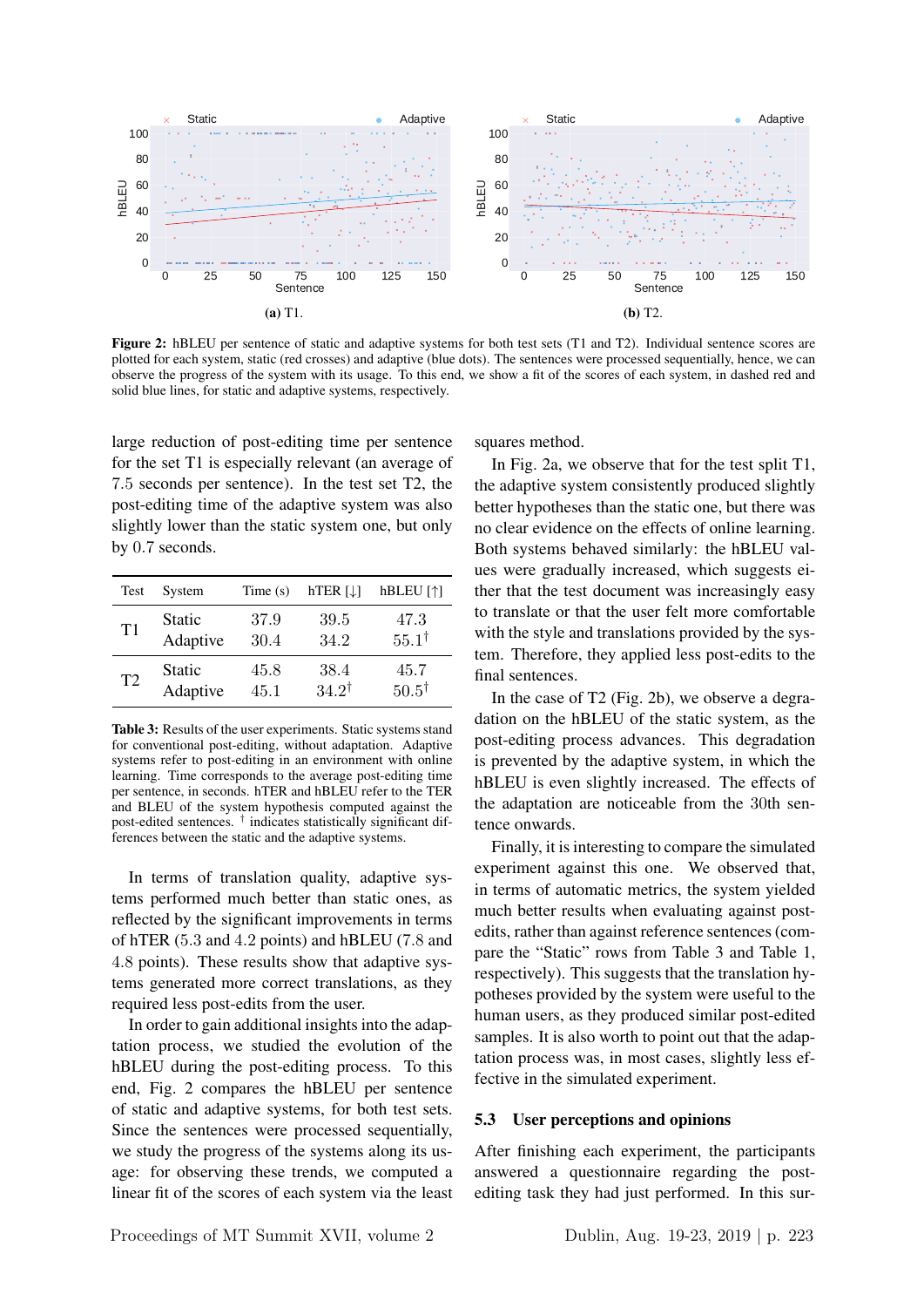**(a)** T1.

**(b)** T2.

**Figure 2:** hBLEU per sentence of static and adaptive systems for both test sets (T1 and T2). Individual sentence scores are plotted for each system, static (red crosses) and adaptive (blue dots). The sentences were processed sequentially, hence, we can observe the progress of the system with its usage. To this end, we show a fit of the scores of each system, in dashed red and solid blue lines, for static and adaptive systems, respectively.

large reduction of post-editing time per sentence for the set T1 is especially relevant (an average of 7.5 seconds per sentence). In the test set T2, the post-editing time of the adaptive system was also slightly lower than the static system one, but only by 0.7 seconds.

| Test | System | Time (s) | hTER [↓] | hBLEU [↑] |
|---|---|---|---|---|
| T1 | Static | 37.9 | 39.5 | 47.3 |
| | Adaptive | 30.4 | 34.2 | 55.1[†] |
| T2 | Static | 45.8 | 38.4 | 45.7 |
| | Adaptive | 45.1 | 34.2[†] | 50.5[†] |

**Table 3:** Results of the user experiments. Static systems stand for conventional post-editing, without adaptation. Adaptive systems refer to post-editing in an environment with online learning. Time corresponds to the average post-editing time per sentence, in seconds. hTER and hBLEU refer to the TER and BLEU of the system hypothesis computed against the post-edited sentences. [†] indicates statistically significant differences between the static and the adaptive systems.

In terms of translation quality, adaptive systems performed much better than static ones, as reflected by the significant improvements in terms of hTER (5.3 and 4.2 points) and hBLEU (7.8 and 4.8 points). These results show that adaptive systems generated more correct translations, as they required less post-edits from the user.

In order to gain additional insights into the adaptation process, we studied the evolution of the hBLEU during the post-editing process. To this end, Fig. 2 compares the hBLEU per sentence of static and adaptive systems, for both test sets. Since the sentences were processed sequentially, we study the progress of the systems along its usage: for observing these trends, we computed a linear fit of the scores of each system via the least squares method.

In Fig. 2a, we observe that for the test split T1, the adaptive system consistently produced slightly better hypotheses than the static one, but there was no clear evidence on the effects of online learning. Both systems behaved similarly: the hBLEU values were gradually increased, which suggests either that the test document was increasingly easy to translate or that the user felt more comfortable with the style and translations provided by the system. Therefore, they applied less post-edits to the final sentences.

In the case of T2 (Fig. 2b), we observe a degradation on the hBLEU of the static system, as the post-editing process advances. This degradation is prevented by the adaptive system, in which the hBLEU is even slightly increased. The effects of the adaptation are noticeable from the 30th sentence onwards.

Finally, it is interesting to compare the simulated experiment against this one. We observed that, in terms of automatic metrics, the system yielded much better results when evaluating against post-edits, rather than against reference sentences (compare the "Static" rows from Table 3 and Table 1, respectively). This suggests that the translation hypotheses provided by the system were useful to the human users, as they produced similar post-edited samples. It is also worth to point out that the adaptation process was, in most cases, slightly less effective in the simulated experiment.

### 5.3 User perceptions and opinions

After finishing each experiment, the participants answered a questionnaire regarding the post-editing task they had just performed. In this sur-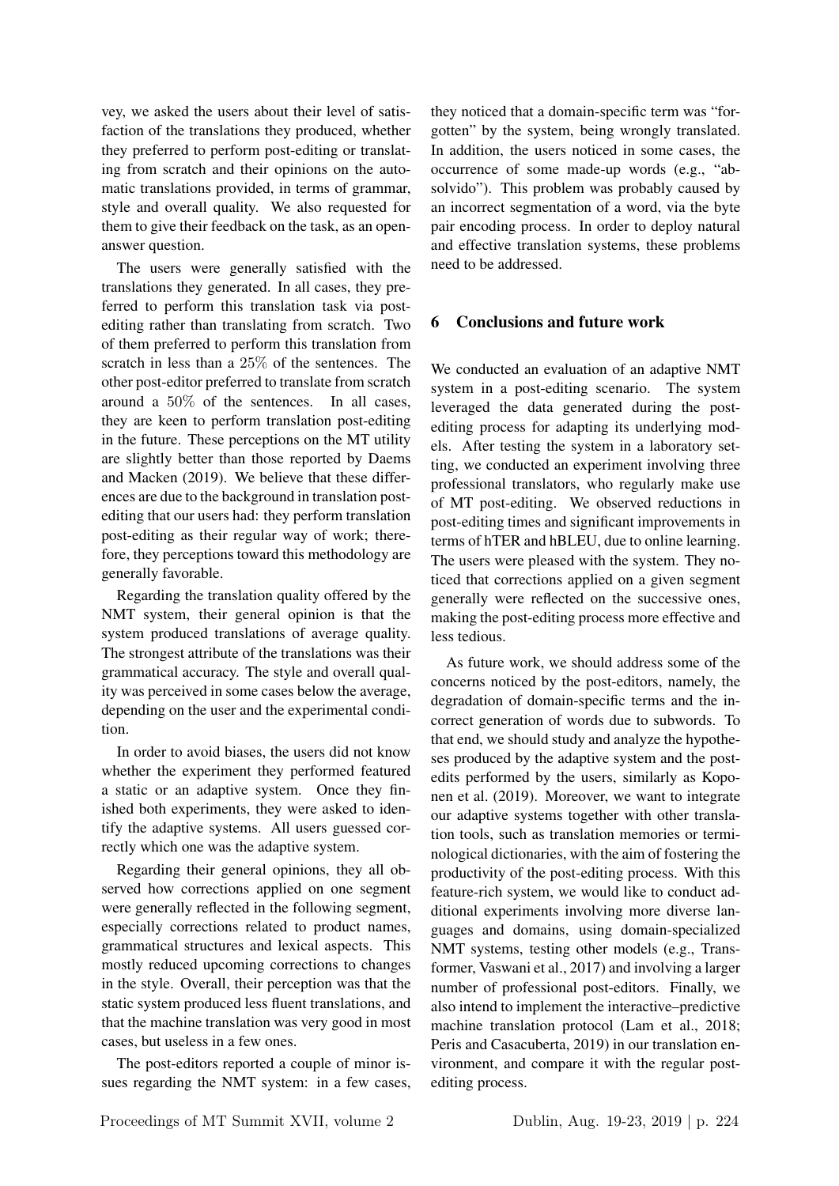vey, we asked the users about their level of satisfaction of the translations they produced, whether they preferred to perform post-editing or translating from scratch and their opinions on the automatic translations provided, in terms of grammar, style and overall quality. We also requested for them to give their feedback on the task, as an open-answer question.

The users were generally satisfied with the translations they generated. In all cases, they preferred to perform this translation task via post-editing rather than translating from scratch. Two of them preferred to perform this translation from scratch in less than a $25\%$ of the sentences. The other post-editor preferred to translate from scratch around a $50\%$ of the sentences. In all cases, they are keen to perform translation post-editing in the future. These perceptions on the MT utility are slightly better than those reported by Daems and Macken (2019). We believe that these differences are due to the background in translation post-editing that our users had: they perform translation post-editing as their regular way of work; therefore, they perceptions toward this methodology are generally favorable.

Regarding the translation quality offered by the NMT system, their general opinion is that the system produced translations of average quality. The strongest attribute of the translations was their grammatical accuracy. The style and overall quality was perceived in some cases below the average, depending on the user and the experimental condition.

In order to avoid biases, the users did not know whether the experiment they performed featured a static or an adaptive system. Once they finished both experiments, they were asked to identify the adaptive systems. All users guessed correctly which one was the adaptive system.

Regarding their general opinions, they all observed how corrections applied on one segment were generally reflected in the following segment, especially corrections related to product names, grammatical structures and lexical aspects. This mostly reduced upcoming corrections to changes in the style. Overall, their perception was that the static system produced less fluent translations, and that the machine translation was very good in most cases, but useless in a few ones.

The post-editors reported a couple of minor issues regarding the NMT system: in a few cases, they noticed that a domain-specific term was "forgotten" by the system, being wrongly translated. In addition, the users noticed in some cases, the occurrence of some made-up words (e.g., "absolvido"). This problem was probably caused by an incorrect segmentation of a word, via the byte pair encoding process. In order to deploy natural and effective translation systems, these problems need to be addressed.

## 6 Conclusions and future work

We conducted an evaluation of an adaptive NMT system in a post-editing scenario. The system leveraged the data generated during the post-editing process for adapting its underlying models. After testing the system in a laboratory setting, we conducted an experiment involving three professional translators, who regularly make use of MT post-editing. We observed reductions in post-editing times and significant improvements in terms of hTER and hBLEU, due to online learning. The users were pleased with the system. They noticed that corrections applied on a given segment generally were reflected on the successive ones, making the post-editing process more effective and less tedious.

As future work, we should address some of the concerns noticed by the post-editors, namely, the degradation of domain-specific terms and the incorrect generation of words due to subwords. To that end, we should study and analyze the hypotheses produced by the adaptive system and the post-edits performed by the users, similarly as Koponen et al. (2019). Moreover, we want to integrate our adaptive systems together with other translation tools, such as translation memories or terminological dictionaries, with the aim of fostering the productivity of the post-editing process. With this feature-rich system, we would like to conduct additional experiments involving more diverse languages and domains, using domain-specialized NMT systems, testing other models (e.g., Transformer, Vaswani et al., 2017) and involving a larger number of professional post-editors. Finally, we also intend to implement the interactive–predictive machine translation protocol (Lam et al., 2018; Peris and Casacuberta, 2019) in our translation environment, and compare it with the regular post-editing process.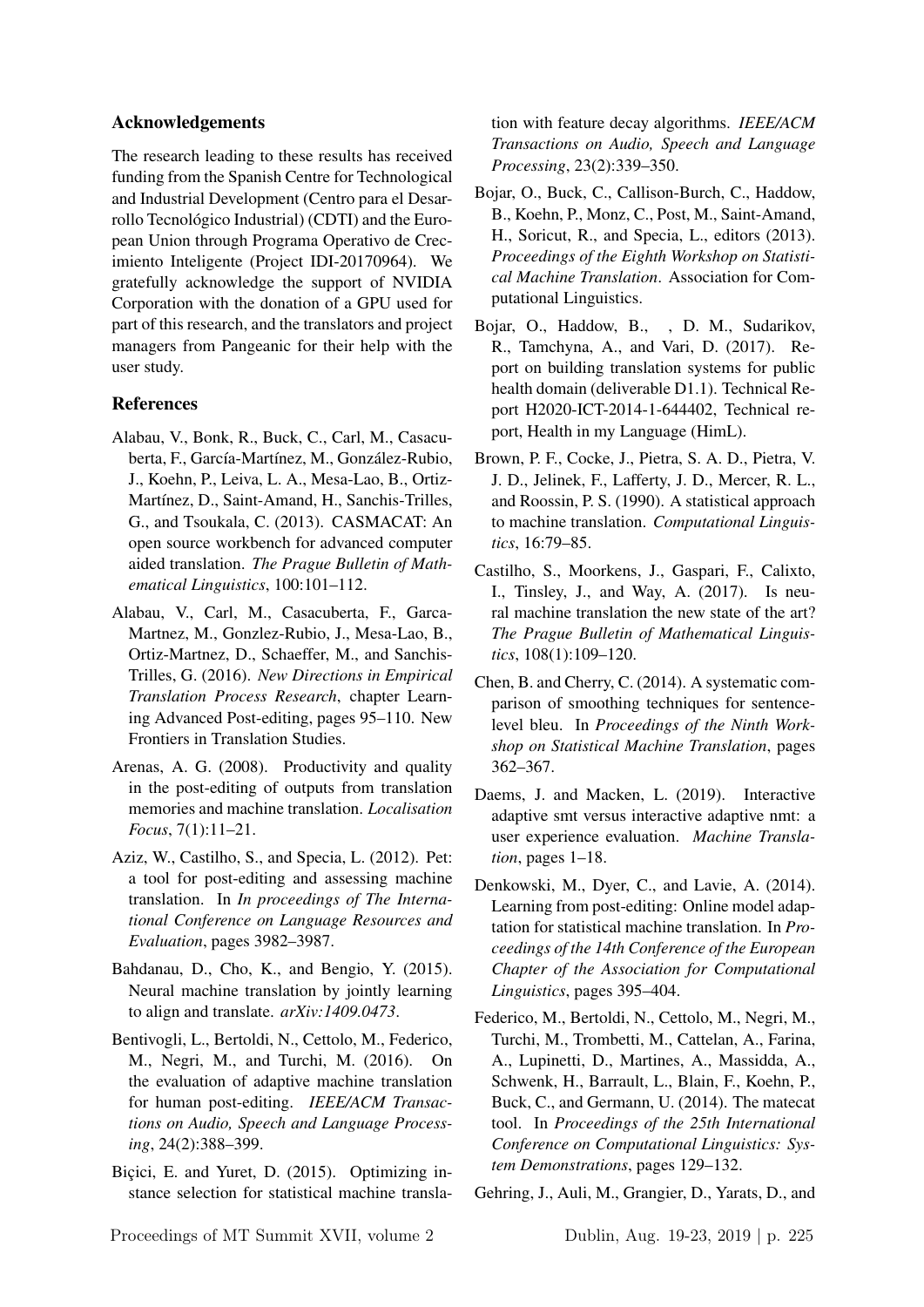## Acknowledgements

The research leading to these results has received funding from the Spanish Centre for Technological and Industrial Development (Centro para el Desarrollo Tecnológico Industrial) (CDTI) and the European Union through Programa Operativo de Crecimiento Inteligente (Project IDI-20170964). We gratefully acknowledge the support of NVIDIA Corporation with the donation of a GPU used for part of this research, and the translators and project managers from Pangeanic for their help with the user study.

## References

Alabau, V., Bonk, R., Buck, C., Carl, M., Casacuberta, F., García-Martínez, M., González-Rubio, J., Koehn, P., Leiva, L. A., Mesa-Lao, B., Ortiz-Martínez, D., Saint-Amand, H., Sanchis-Trilles, G., and Tsoukala, C. (2013). CASMACAT: An open source workbench for advanced computer aided translation. *The Prague Bulletin of Mathematical Linguistics*, 100:101–112.

Alabau, V., Carl, M., Casacuberta, F., Garca-Martnez, M., Gonzlez-Rubio, J., Mesa-Lao, B., Ortiz-Martnez, D., Schaeffer, M., and Sanchis-Trilles, G. (2016). *New Directions in Empirical Translation Process Research*, chapter Learning Advanced Post-editing, pages 95–110. New Frontiers in Translation Studies.

Arenas, A. G. (2008). Productivity and quality in the post-editing of outputs from translation memories and machine translation. *Localisation Focus*, 7(1):11–21.

Aziz, W., Castilho, S., and Specia, L. (2012). Pet: a tool for post-editing and assessing machine translation. In *In proceedings of The International Conference on Language Resources and Evaluation*, pages 3982–3987.

Bahdanau, D., Cho, K., and Bengio, Y. (2015). Neural machine translation by jointly learning to align and translate. *arXiv:1409.0473*.

Bentivogli, L., Bertoldi, N., Cettolo, M., Federico, M., Negri, M., and Turchi, M. (2016). On the evaluation of adaptive machine translation for human post-editing. *IEEE/ACM Transactions on Audio, Speech and Language Processing*, 24(2):388–399.

Biçici, E. and Yuret, D. (2015). Optimizing instance selection for statistical machine translation with feature decay algorithms. *IEEE/ACM Transactions on Audio, Speech and Language Processing*, 23(2):339–350.

Bojar, O., Buck, C., Callison-Burch, C., Haddow, B., Koehn, P., Monz, C., Post, M., Saint-Amand, H., Soricut, R., and Specia, L., editors (2013). *Proceedings of the Eighth Workshop on Statistical Machine Translation*. Association for Computational Linguistics.

Bojar, O., Haddow, B., , D. M., Sudarikov, R., Tamchyna, A., and Vari, D. (2017). Report on building translation systems for public health domain (deliverable D1.1). Technical Report H2020-ICT-2014-1-644402, Technical report, Health in my Language (HimL).

Brown, P. F., Cocke, J., Pietra, S. A. D., Pietra, V. J. D., Jelinek, F., Lafferty, J. D., Mercer, R. L., and Roossin, P. S. (1990). A statistical approach to machine translation. *Computational Linguistics*, 16:79–85.

Castilho, S., Moorkens, J., Gaspari, F., Calixto, I., Tinsley, J., and Way, A. (2017). Is neural machine translation the new state of the art? *The Prague Bulletin of Mathematical Linguistics*, 108(1):109–120.

Chen, B. and Cherry, C. (2014). A systematic comparison of smoothing techniques for sentence-level bleu. In *Proceedings of the Ninth Workshop on Statistical Machine Translation*, pages 362–367.

Daems, J. and Macken, L. (2019). Interactive adaptive smt versus interactive adaptive nmt: a user experience evaluation. *Machine Translation*, pages 1–18.

Denkowski, M., Dyer, C., and Lavie, A. (2014). Learning from post-editing: Online model adaptation for statistical machine translation. In *Proceedings of the 14th Conference of the European Chapter of the Association for Computational Linguistics*, pages 395–404.

Federico, M., Bertoldi, N., Cettolo, M., Negri, M., Turchi, M., Trombetti, M., Cattelan, A., Farina, A., Lupinetti, D., Martines, A., Massidda, A., Schwenk, H., Barrault, L., Blain, F., Koehn, P., Buck, C., and Germann, U. (2014). The matecat tool. In *Proceedings of the 25th International Conference on Computational Linguistics: System Demonstrations*, pages 129–132.

Gehring, J., Auli, M., Grangier, D., Yarats, D., and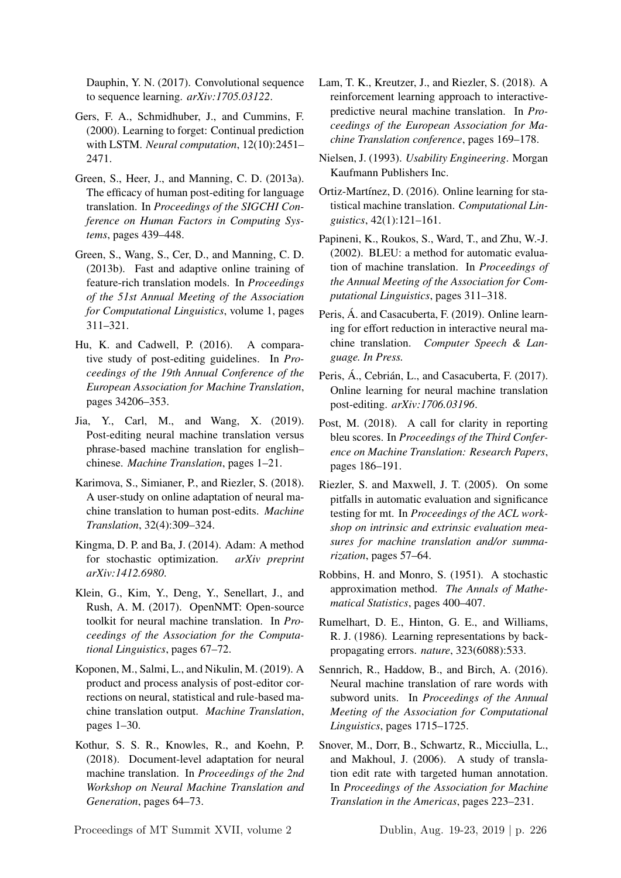Dauphin, Y. N. (2017). Convolutional sequence to sequence learning. *arXiv:1705.03122*.

Gers, F. A., Schmidhuber, J., and Cummins, F. (2000). Learning to forget: Continual prediction with LSTM. *Neural computation*, 12(10):2451–2471.

Green, S., Heer, J., and Manning, C. D. (2013a). The efficacy of human post-editing for language translation. In *Proceedings of the SIGCHI Conference on Human Factors in Computing Systems*, pages 439–448.

Green, S., Wang, S., Cer, D., and Manning, C. D. (2013b). Fast and adaptive online training of feature-rich translation models. In *Proceedings of the 51st Annual Meeting of the Association for Computational Linguistics*, volume 1, pages 311–321.

Hu, K. and Cadwell, P. (2016). A comparative study of post-editing guidelines. In *Proceedings of the 19th Annual Conference of the European Association for Machine Translation*, pages 34206–353.

Jia, Y., Carl, M., and Wang, X. (2019). Post-editing neural machine translation versus phrase-based machine translation for english–chinese. *Machine Translation*, pages 1–21.

Karimova, S., Simianer, P., and Riezler, S. (2018). A user-study on online adaptation of neural machine translation to human post-edits. *Machine Translation*, 32(4):309–324.

Kingma, D. P. and Ba, J. (2014). Adam: A method for stochastic optimization. *arXiv preprint arXiv:1412.6980*.

Klein, G., Kim, Y., Deng, Y., Senellart, J., and Rush, A. M. (2017). OpenNMT: Open-source toolkit for neural machine translation. In *Proceedings of the Association for the Computational Linguistics*, pages 67–72.

Koponen, M., Salmi, L., and Nikulin, M. (2019). A product and process analysis of post-editor corrections on neural, statistical and rule-based machine translation output. *Machine Translation*, pages 1–30.

Kothur, S. S. R., Knowles, R., and Koehn, P. (2018). Document-level adaptation for neural machine translation. In *Proceedings of the 2nd Workshop on Neural Machine Translation and Generation*, pages 64–73.

Lam, T. K., Kreutzer, J., and Riezler, S. (2018). A reinforcement learning approach to interactive-predictive neural machine translation. In *Proceedings of the European Association for Machine Translation conference*, pages 169–178.

Nielsen, J. (1993). *Usability Engineering*. Morgan Kaufmann Publishers Inc.

Ortiz-Martínez, D. (2016). Online learning for statistical machine translation. *Computational Linguistics*, 42(1):121–161.

Papineni, K., Roukos, S., Ward, T., and Zhu, W.-J. (2002). BLEU: a method for automatic evaluation of machine translation. In *Proceedings of the Annual Meeting of the Association for Computational Linguistics*, pages 311–318.

Peris, Á. and Casacuberta, F. (2019). Online learning for effort reduction in interactive neural machine translation. *Computer Speech & Language. In Press.*

Peris, Á., Cebrián, L., and Casacuberta, F. (2017). Online learning for neural machine translation post-editing. *arXiv:1706.03196*.

Post, M. (2018). A call for clarity in reporting bleu scores. In *Proceedings of the Third Conference on Machine Translation: Research Papers*, pages 186–191.

Riezler, S. and Maxwell, J. T. (2005). On some pitfalls in automatic evaluation and significance testing for mt. In *Proceedings of the ACL workshop on intrinsic and extrinsic evaluation measures for machine translation and/or summarization*, pages 57–64.

Robbins, H. and Monro, S. (1951). A stochastic approximation method. *The Annals of Mathematical Statistics*, pages 400–407.

Rumelhart, D. E., Hinton, G. E., and Williams, R. J. (1986). Learning representations by back-propagating errors. *nature*, 323(6088):533.

Sennrich, R., Haddow, B., and Birch, A. (2016). Neural machine translation of rare words with subword units. In *Proceedings of the Annual Meeting of the Association for Computational Linguistics*, pages 1715–1725.

Snover, M., Dorr, B., Schwartz, R., Micciulla, L., and Makhoul, J. (2006). A study of translation edit rate with targeted human annotation. In *Proceedings of the Association for Machine Translation in the Americas*, pages 223–231.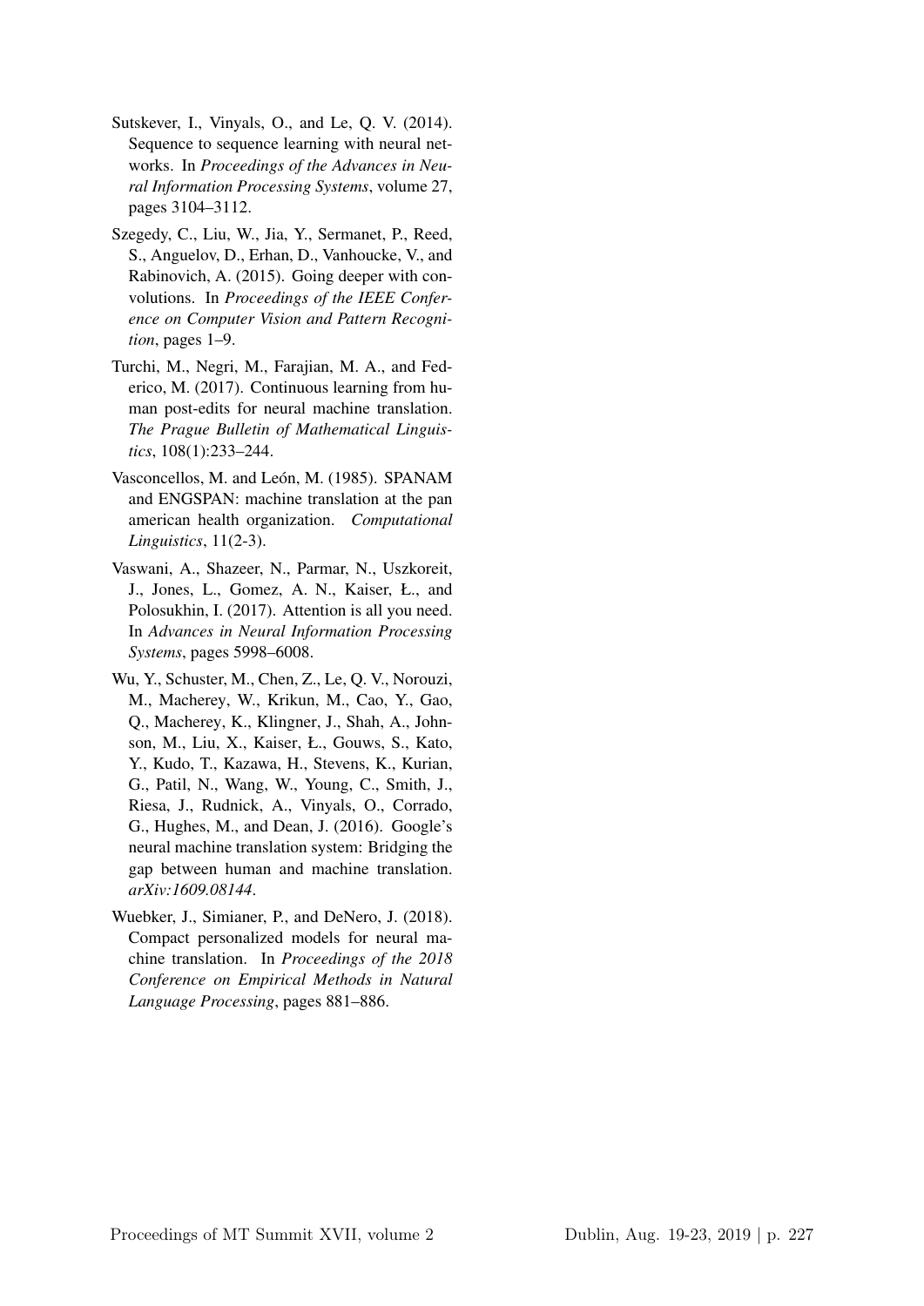Sutskever, I., Vinyals, O., and Le, Q. V. (2014). Sequence to sequence learning with neural networks. In *Proceedings of the Advances in Neural Information Processing Systems*, volume 27, pages 3104–3112.

Szegedy, C., Liu, W., Jia, Y., Sermanet, P., Reed, S., Anguelov, D., Erhan, D., Vanhoucke, V., and Rabinovich, A. (2015). Going deeper with convolutions. In *Proceedings of the IEEE Conference on Computer Vision and Pattern Recognition*, pages 1–9.

Turchi, M., Negri, M., Farajian, M. A., and Federico, M. (2017). Continuous learning from human post-edits for neural machine translation. *The Prague Bulletin of Mathematical Linguistics*, 108(1):233–244.

Vasconcellos, M. and León, M. (1985). SPANAM and ENGSPAN: machine translation at the pan american health organization. *Computational Linguistics*, 11(2-3).

Vaswani, A., Shazeer, N., Parmar, N., Uszkoreit, J., Jones, L., Gomez, A. N., Kaiser, Ł., and Polosukhin, I. (2017). Attention is all you need. In *Advances in Neural Information Processing Systems*, pages 5998–6008.

Wu, Y., Schuster, M., Chen, Z., Le, Q. V., Norouzi, M., Macherey, W., Krikun, M., Cao, Y., Gao, Q., Macherey, K., Klingner, J., Shah, A., Johnson, M., Liu, X., Kaiser, Ł., Gouws, S., Kato, Y., Kudo, T., Kazawa, H., Stevens, K., Kurian, G., Patil, N., Wang, W., Young, C., Smith, J., Riesa, J., Rudnick, A., Vinyals, O., Corrado, G., Hughes, M., and Dean, J. (2016). Google's neural machine translation system: Bridging the gap between human and machine translation. *arXiv:1609.08144*.

Wuebker, J., Simianer, P., and DeNero, J. (2018). Compact personalized models for neural machine translation. In *Proceedings of the 2018 Conference on Empirical Methods in Natural Language Processing*, pages 881–886.